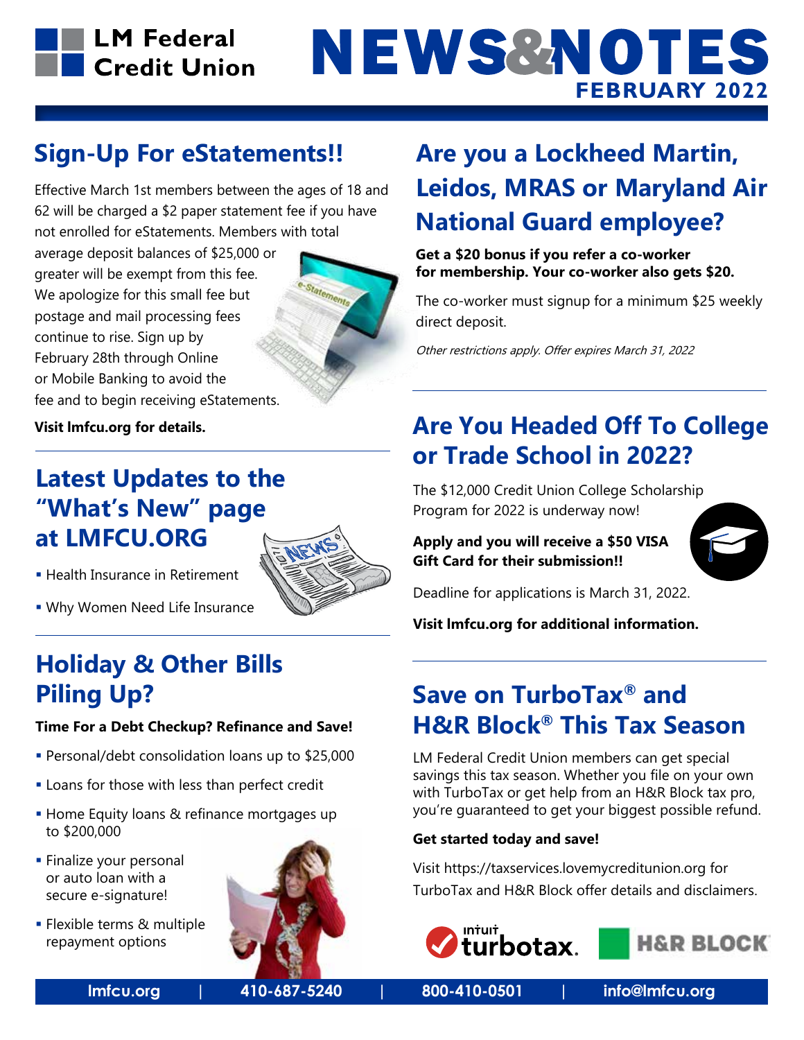# LM Federal Credit Union

# NEWS&NOTES

**FEBRUARY 2022**

## Sign-Up For eStatements!!

Effective March 1st members between the ages of 18 and 62 will be charged a $2 paper statement fee if you have not enrolled for eStatements. Members with total average deposit balances of $25,000 or greater will be exempt from this fee. We apologize for this small fee but postage and mail processing fees continue to rise. Sign up by February 28th through Online or Mobile Banking to avoid the fee and to begin receiving eStatements.

**Visit lmfcu.org for details.**

## Latest Updates to the "What's New" page at LMFCU.ORG

- Health Insurance in Retirement
- Why Women Need Life Insurance

## Holiday & Other Bills Piling Up?

**Time For a Debt Checkup? Refinance and Save!**

- Personal/debt consolidation loans up to $25,000
- Loans for those with less than perfect credit
- Home Equity loans & refinance mortgages up to $200,000
- Finalize your personal or auto loan with a secure e-signature!
- Flexible terms & multiple repayment options

## Are you a Lockheed Martin, Leidos, MRAS or Maryland Air National Guard employee?

**Get a $20 bonus if you refer a co-worker for membership. Your co-worker also gets $20.**

The co-worker must signup for a minimum $25 weekly direct deposit.

*Other restrictions apply. Offer expires March 31, 2022*

## Are You Headed Off To College or Trade School in 2022?

The $12,000 Credit Union College Scholarship Program for 2022 is underway now!

**Apply and you will receive a $50 VISA Gift Card for their submission!!**

Deadline for applications is March 31, 2022.

**Visit lmfcu.org for additional information.**

## Save on TurboTax® and H&R Block® This Tax Season

LM Federal Credit Union members can get special savings this tax season. Whether you file on your own with TurboTax or get help from an H&R Block tax pro, you're guaranteed to get your biggest possible refund.

**Get started today and save!**

Visit https://taxservices.lovemycreditunion.org for TurboTax and H&R Block offer details and disclaimers.

lmfcu.org | 410-687-5240 | 800-410-0501 | info@lmfcu.org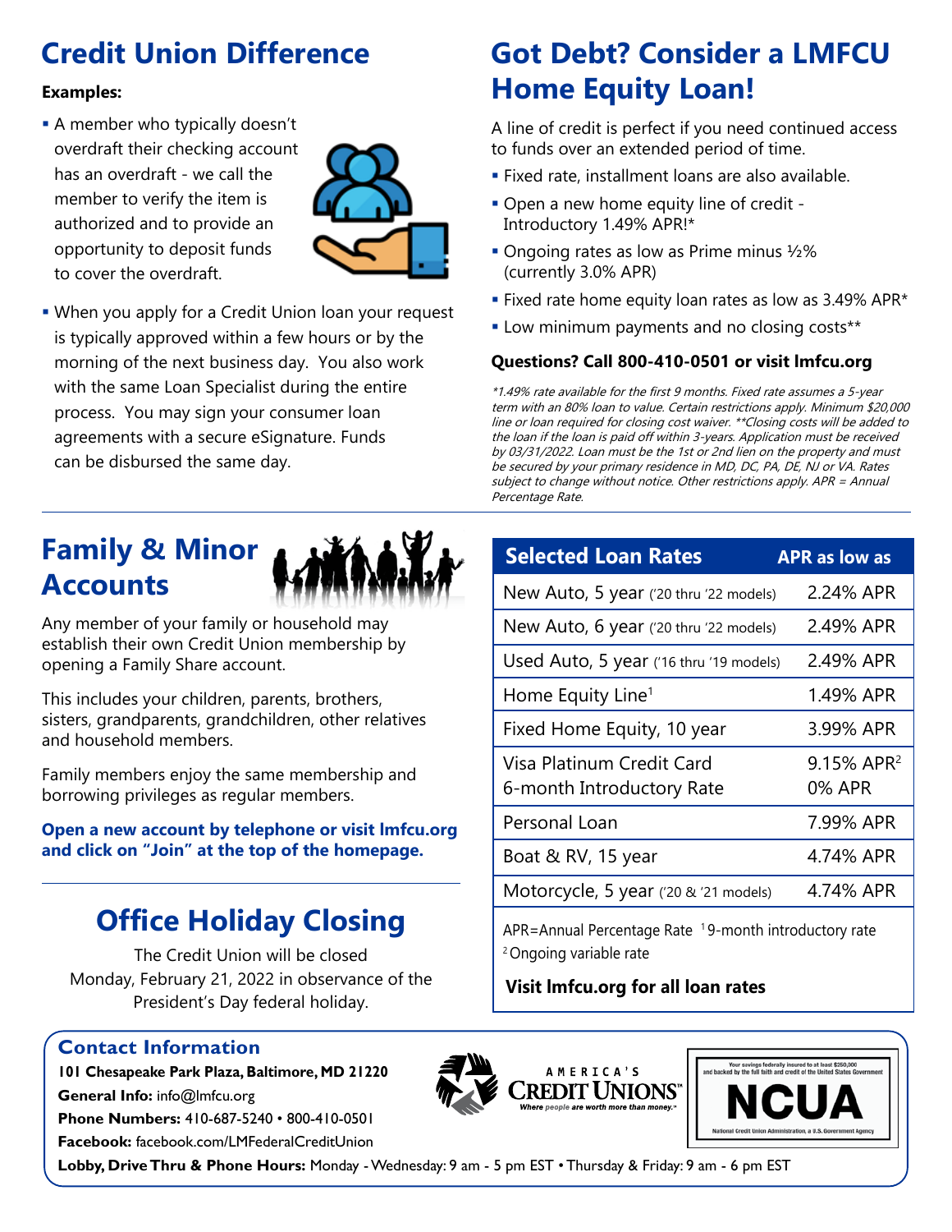## Credit Union Difference

**Examples:**

- A member who typically doesn't overdraft their checking account has an overdraft - we call the member to verify the item is authorized and to provide an opportunity to deposit funds to cover the overdraft.
- When you apply for a Credit Union loan your request is typically approved within a few hours or by the morning of the next business day. You also work with the same Loan Specialist during the entire process. You may sign your consumer loan agreements with a secure eSignature. Funds can be disbursed the same day.

## Got Debt? Consider a LMFCU Home Equity Loan!

A line of credit is perfect if you need continued access to funds over an extended period of time.

- Fixed rate, installment loans are also available.
- Open a new home equity line of credit - Introductory 1.49% APR!*
- Ongoing rates as low as Prime minus ½% (currently 3.0% APR)
- Fixed rate home equity loan rates as low as 3.49% APR*
- Low minimum payments and no closing costs**

**Questions? Call 800-410-0501 or visit lmfcu.org**

*\*1.49% rate available for the first 9 months. Fixed rate assumes a 5-year term with an 80% loan to value. Certain restrictions apply. Minimum $20,000 line or loan required for closing cost waiver. \*\*Closing costs will be added to the loan if the loan is paid off within 3-years. Application must be received by 03/31/2022. Loan must be the 1st or 2nd lien on the property and must be secured by your primary residence in MD, DC, PA, DE, NJ or VA. Rates subject to change without notice. Other restrictions apply. APR = Annual Percentage Rate.*

## Family & Minor Accounts

Any member of your family or household may establish their own Credit Union membership by opening a Family Share account.

This includes your children, parents, brothers, sisters, grandparents, grandchildren, other relatives and household members.

Family members enjoy the same membership and borrowing privileges as regular members.

**Open a new account by telephone or visit lmfcu.org and click on "Join" at the top of the homepage.**

## Office Holiday Closing

The Credit Union will be closed Monday, February 21, 2022 in observance of the President's Day federal holiday.

| Selected Loan Rates | APR as low as |
|---|---|
| New Auto, 5 year ('20 thru '22 models) | 2.24% APR |
| New Auto, 6 year ('20 thru '22 models) | 2.49% APR |
| Used Auto, 5 year ('16 thru '19 models) | 2.49% APR |
| Home Equity Line[1] | 1.49% APR |
| Fixed Home Equity, 10 year | 3.99% APR |
| Visa Platinum Credit Card<br>6-month Introductory Rate | 9.15% APR[2]<br>0% APR |
| Personal Loan | 7.99% APR |
| Boat & RV, 15 year | 4.74% APR |
| Motorcycle, 5 year ('20 & '21 models) | 4.74% APR |

APR=Annual Percentage Rate [1] 9-month introductory rate
[2] Ongoing variable rate

**Visit lmfcu.org for all loan rates**

### Contact Information

**101 Chesapeake Park Plaza, Baltimore, MD 21220**
**General Info:** info@lmfcu.org
**Phone Numbers:** 410-687-5240 • 800-410-0501
**Facebook:** facebook.com/LMFederalCreditUnion
**Lobby, Drive Thru & Phone Hours:** Monday - Wednesday: 9 am - 5 pm EST • Thursday & Friday: 9 am - 6 pm EST

AMERICA'S CREDIT UNIONS™ Where people are worth more than money.™

Your savings federally insured to at least $250,000 and backed by the full faith and credit of the United States Government
NCUA
National Credit Union Administration, a U.S. Government Agency